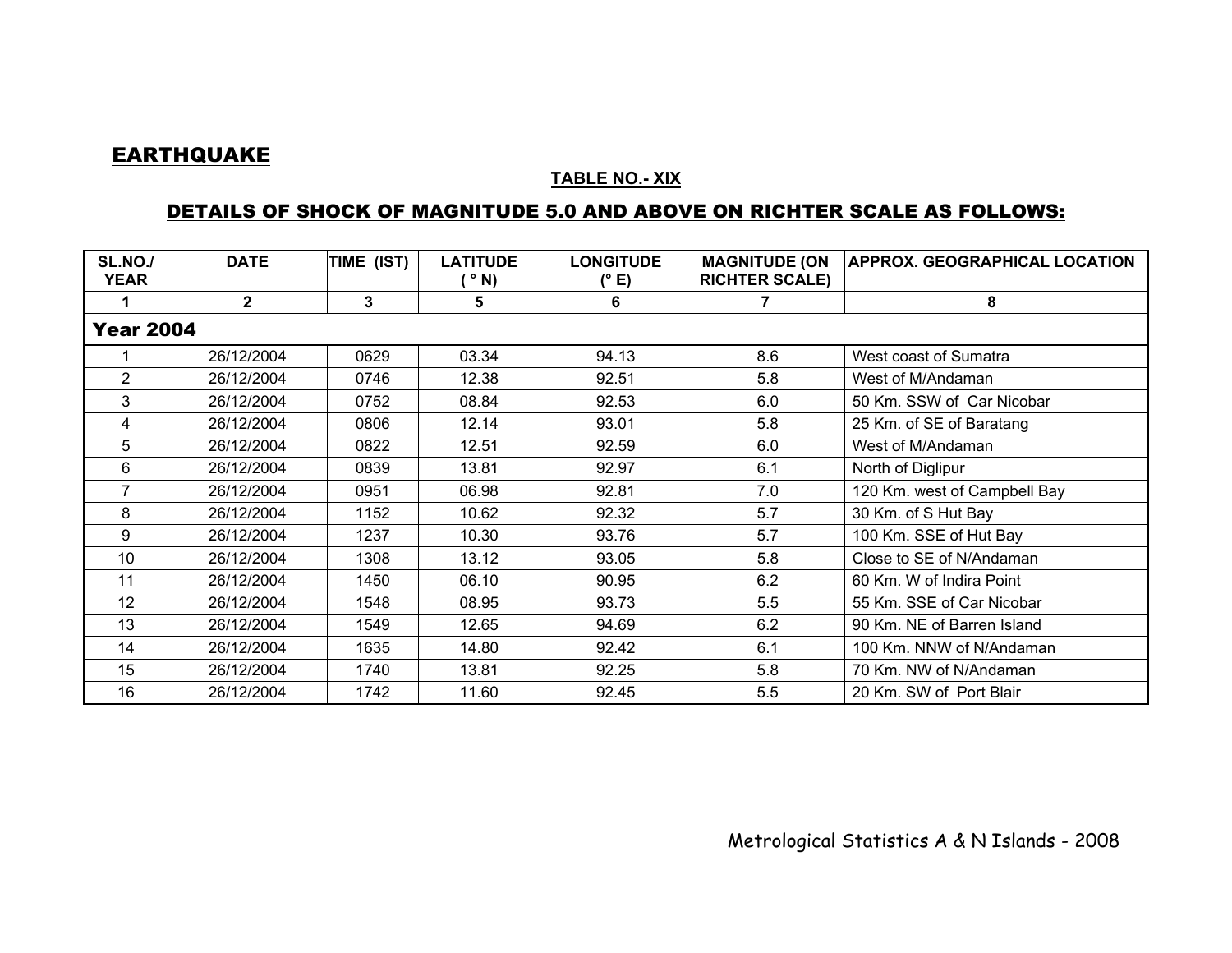# EARTHQUAKE

### TABLE NO.- XIX

## DETAILS OF SHOCK OF MAGNITUDE 5.0 AND ABOVE ON RICHTER SCALE AS FOLLOWS:

| SL.NO./ YEAR | DATE | TIME (IST) | LATITUDE ( ° N) | LONGITUDE (° E) | MAGNITUDE (ON RICHTER SCALE) | APPROX. GEOGRAPHICAL LOCATION |
|---|---|---|---|---|---|---|
| 1 | 2 | 3 | 5 | 6 | 7 | 8 |
| **Year 2004** | | | | | | |
| 1 | 26/12/2004 | 0629 | 03.34 | 94.13 | 8.6 | West coast of Sumatra |
| 2 | 26/12/2004 | 0746 | 12.38 | 92.51 | 5.8 | West of M/Andaman |
| 3 | 26/12/2004 | 0752 | 08.84 | 92.53 | 6.0 | 50 Km. SSW of Car Nicobar |
| 4 | 26/12/2004 | 0806 | 12.14 | 93.01 | 5.8 | 25 Km. of SE of Baratang |
| 5 | 26/12/2004 | 0822 | 12.51 | 92.59 | 6.0 | West of M/Andaman |
| 6 | 26/12/2004 | 0839 | 13.81 | 92.97 | 6.1 | North of Diglipur |
| 7 | 26/12/2004 | 0951 | 06.98 | 92.81 | 7.0 | 120 Km. west of Campbell Bay |
| 8 | 26/12/2004 | 1152 | 10.62 | 92.32 | 5.7 | 30 Km. of S Hut Bay |
| 9 | 26/12/2004 | 1237 | 10.30 | 93.76 | 5.7 | 100 Km. SSE of Hut Bay |
| 10 | 26/12/2004 | 1308 | 13.12 | 93.05 | 5.8 | Close to SE of N/Andaman |
| 11 | 26/12/2004 | 1450 | 06.10 | 90.95 | 6.2 | 60 Km. W of Indira Point |
| 12 | 26/12/2004 | 1548 | 08.95 | 93.73 | 5.5 | 55 Km. SSE of Car Nicobar |
| 13 | 26/12/2004 | 1549 | 12.65 | 94.69 | 6.2 | 90 Km. NE of Barren Island |
| 14 | 26/12/2004 | 1635 | 14.80 | 92.42 | 6.1 | 100 Km. NNW of N/Andaman |
| 15 | 26/12/2004 | 1740 | 13.81 | 92.25 | 5.8 | 70 Km. NW of N/Andaman |
| 16 | 26/12/2004 | 1742 | 11.60 | 92.45 | 5.5 | 20 Km. SW of Port Blair |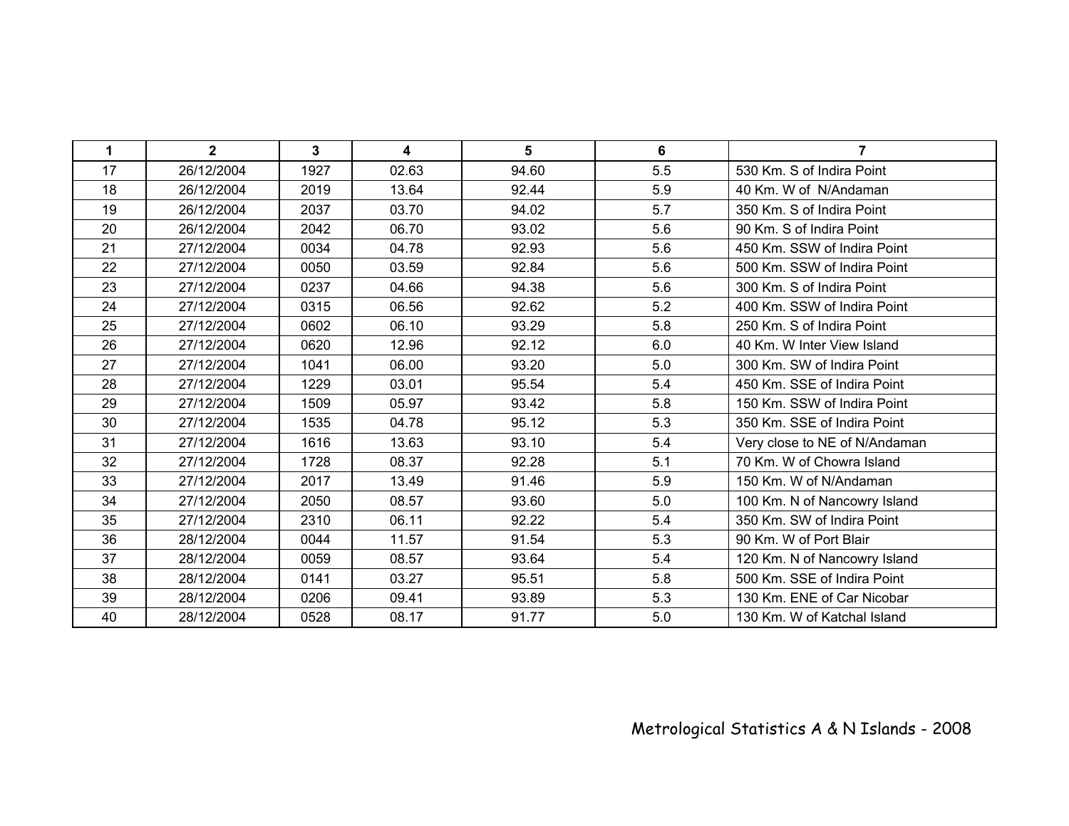| 1 | 2 | 3 | 4 | 5 | 6 | 7 |
|---|---|---|---|---|---|---|
| 17 | 26/12/2004 | 1927 | 02.63 | 94.60 | 5.5 | 530 Km. S of Indira Point |
| 18 | 26/12/2004 | 2019 | 13.64 | 92.44 | 5.9 | 40 Km. W of N/Andaman |
| 19 | 26/12/2004 | 2037 | 03.70 | 94.02 | 5.7 | 350 Km. S of Indira Point |
| 20 | 26/12/2004 | 2042 | 06.70 | 93.02 | 5.6 | 90 Km. S of Indira Point |
| 21 | 27/12/2004 | 0034 | 04.78 | 92.93 | 5.6 | 450 Km. SSW of Indira Point |
| 22 | 27/12/2004 | 0050 | 03.59 | 92.84 | 5.6 | 500 Km. SSW of Indira Point |
| 23 | 27/12/2004 | 0237 | 04.66 | 94.38 | 5.6 | 300 Km. S of Indira Point |
| 24 | 27/12/2004 | 0315 | 06.56 | 92.62 | 5.2 | 400 Km. SSW of Indira Point |
| 25 | 27/12/2004 | 0602 | 06.10 | 93.29 | 5.8 | 250 Km. S of Indira Point |
| 26 | 27/12/2004 | 0620 | 12.96 | 92.12 | 6.0 | 40 Km. W Inter View Island |
| 27 | 27/12/2004 | 1041 | 06.00 | 93.20 | 5.0 | 300 Km. SW of Indira Point |
| 28 | 27/12/2004 | 1229 | 03.01 | 95.54 | 5.4 | 450 Km. SSE of Indira Point |
| 29 | 27/12/2004 | 1509 | 05.97 | 93.42 | 5.8 | 150 Km. SSW of Indira Point |
| 30 | 27/12/2004 | 1535 | 04.78 | 95.12 | 5.3 | 350 Km. SSE of Indira Point |
| 31 | 27/12/2004 | 1616 | 13.63 | 93.10 | 5.4 | Very close to NE of N/Andaman |
| 32 | 27/12/2004 | 1728 | 08.37 | 92.28 | 5.1 | 70 Km. W of Chowra Island |
| 33 | 27/12/2004 | 2017 | 13.49 | 91.46 | 5.9 | 150 Km. W of N/Andaman |
| 34 | 27/12/2004 | 2050 | 08.57 | 93.60 | 5.0 | 100 Km. N of Nancowry Island |
| 35 | 27/12/2004 | 2310 | 06.11 | 92.22 | 5.4 | 350 Km. SW of Indira Point |
| 36 | 28/12/2004 | 0044 | 11.57 | 91.54 | 5.3 | 90 Km. W of Port Blair |
| 37 | 28/12/2004 | 0059 | 08.57 | 93.64 | 5.4 | 120 Km. N of Nancowry Island |
| 38 | 28/12/2004 | 0141 | 03.27 | 95.51 | 5.8 | 500 Km. SSE of Indira Point |
| 39 | 28/12/2004 | 0206 | 09.41 | 93.89 | 5.3 | 130 Km. ENE of Car Nicobar |
| 40 | 28/12/2004 | 0528 | 08.17 | 91.77 | 5.0 | 130 Km. W of Katchal Island |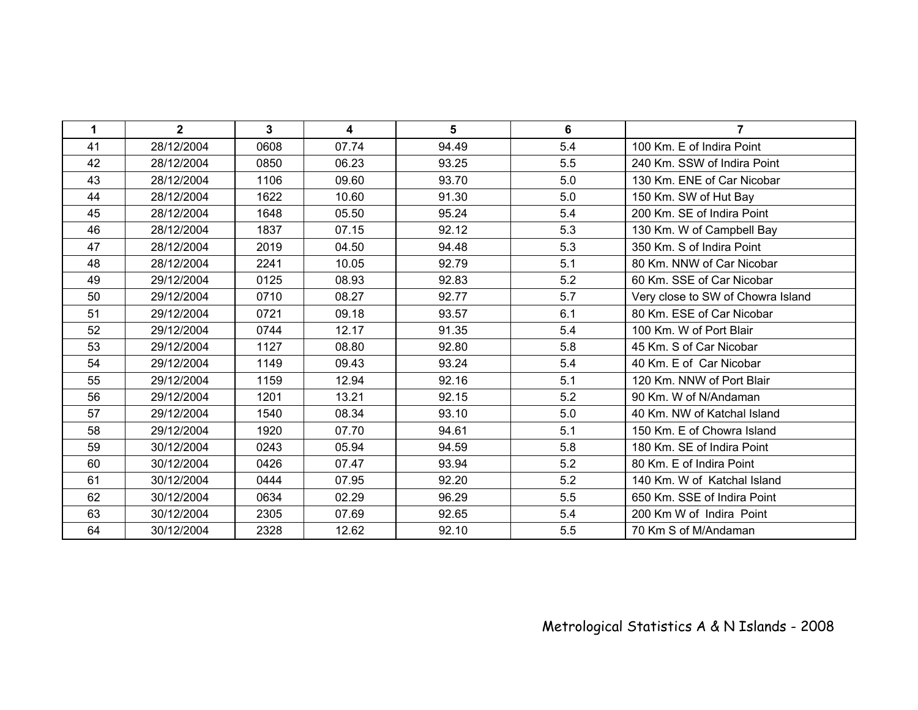| 1 | 2 | 3 | 4 | 5 | 6 | 7 |
|---|---|---|---|---|---|---|
| 41 | 28/12/2004 | 0608 | 07.74 | 94.49 | 5.4 | 100 Km. E of Indira Point |
| 42 | 28/12/2004 | 0850 | 06.23 | 93.25 | 5.5 | 240 Km. SSW of Indira Point |
| 43 | 28/12/2004 | 1106 | 09.60 | 93.70 | 5.0 | 130 Km. ENE of Car Nicobar |
| 44 | 28/12/2004 | 1622 | 10.60 | 91.30 | 5.0 | 150 Km. SW of Hut Bay |
| 45 | 28/12/2004 | 1648 | 05.50 | 95.24 | 5.4 | 200 Km. SE of Indira Point |
| 46 | 28/12/2004 | 1837 | 07.15 | 92.12 | 5.3 | 130 Km. W of Campbell Bay |
| 47 | 28/12/2004 | 2019 | 04.50 | 94.48 | 5.3 | 350 Km. S of Indira Point |
| 48 | 28/12/2004 | 2241 | 10.05 | 92.79 | 5.1 | 80 Km. NNW of Car Nicobar |
| 49 | 29/12/2004 | 0125 | 08.93 | 92.83 | 5.2 | 60 Km. SSE of Car Nicobar |
| 50 | 29/12/2004 | 0710 | 08.27 | 92.77 | 5.7 | Very close to SW of Chowra Island |
| 51 | 29/12/2004 | 0721 | 09.18 | 93.57 | 6.1 | 80 Km. ESE of Car Nicobar |
| 52 | 29/12/2004 | 0744 | 12.17 | 91.35 | 5.4 | 100 Km. W of Port Blair |
| 53 | 29/12/2004 | 1127 | 08.80 | 92.80 | 5.8 | 45 Km. S of Car Nicobar |
| 54 | 29/12/2004 | 1149 | 09.43 | 93.24 | 5.4 | 40 Km. E of Car Nicobar |
| 55 | 29/12/2004 | 1159 | 12.94 | 92.16 | 5.1 | 120 Km. NNW of Port Blair |
| 56 | 29/12/2004 | 1201 | 13.21 | 92.15 | 5.2 | 90 Km. W of N/Andaman |
| 57 | 29/12/2004 | 1540 | 08.34 | 93.10 | 5.0 | 40 Km. NW of Katchal Island |
| 58 | 29/12/2004 | 1920 | 07.70 | 94.61 | 5.1 | 150 Km. E of Chowra Island |
| 59 | 30/12/2004 | 0243 | 05.94 | 94.59 | 5.8 | 180 Km. SE of Indira Point |
| 60 | 30/12/2004 | 0426 | 07.47 | 93.94 | 5.2 | 80 Km. E of Indira Point |
| 61 | 30/12/2004 | 0444 | 07.95 | 92.20 | 5.2 | 140 Km. W of Katchal Island |
| 62 | 30/12/2004 | 0634 | 02.29 | 96.29 | 5.5 | 650 Km. SSE of Indira Point |
| 63 | 30/12/2004 | 2305 | 07.69 | 92.65 | 5.4 | 200 Km W of Indira Point |
| 64 | 30/12/2004 | 2328 | 12.62 | 92.10 | 5.5 | 70 Km S of M/Andaman |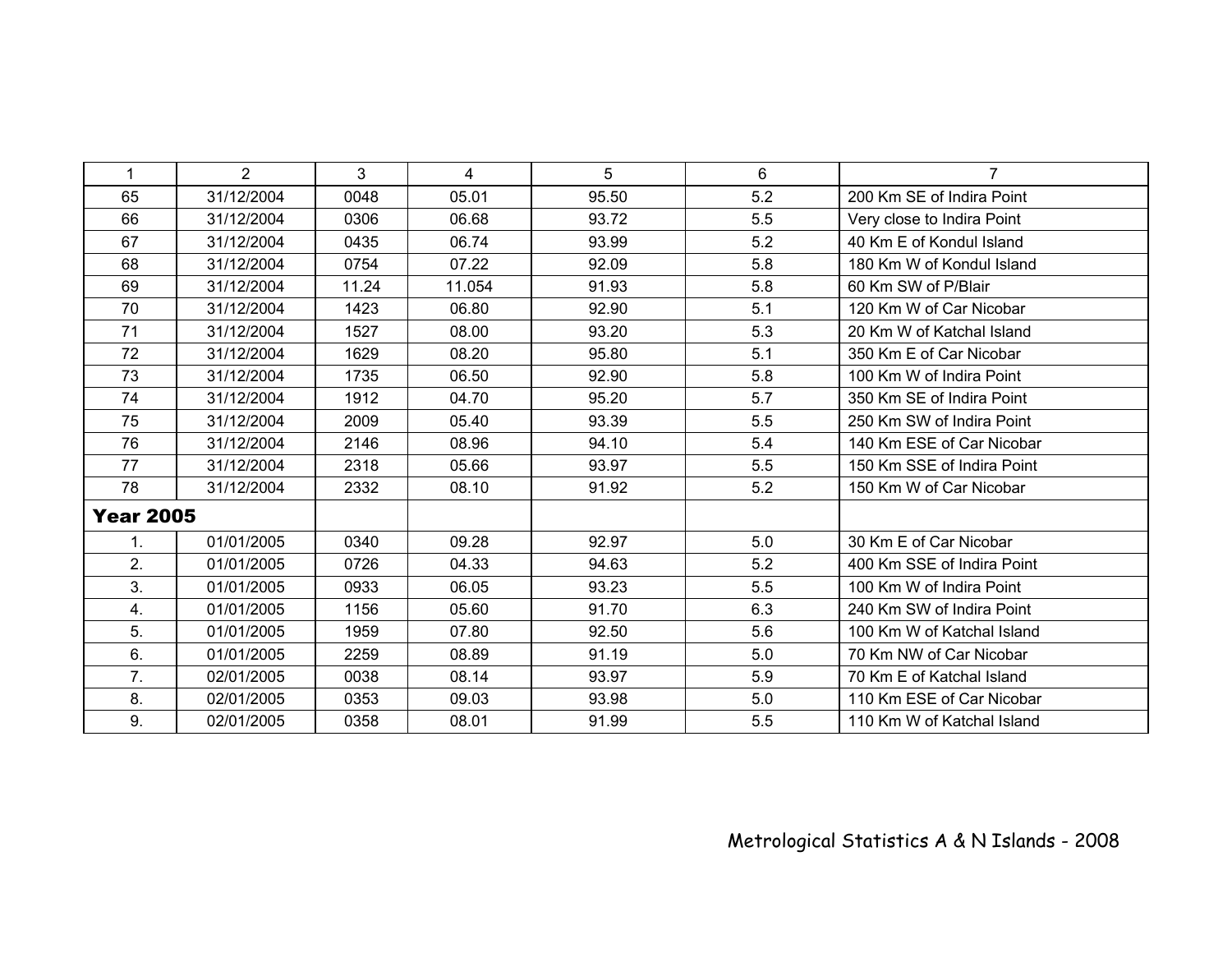| 1 | 2 | 3 | 4 | 5 | 6 | 7 |
|---|---|---|---|---|---|---|
| 65 | 31/12/2004 | 0048 | 05.01 | 95.50 | 5.2 | 200 Km SE of Indira Point |
| 66 | 31/12/2004 | 0306 | 06.68 | 93.72 | 5.5 | Very close to Indira Point |
| 67 | 31/12/2004 | 0435 | 06.74 | 93.99 | 5.2 | 40 Km E of Kondul Island |
| 68 | 31/12/2004 | 0754 | 07.22 | 92.09 | 5.8 | 180 Km W of Kondul Island |
| 69 | 31/12/2004 | 11.24 | 11.054 | 91.93 | 5.8 | 60 Km SW of P/Blair |
| 70 | 31/12/2004 | 1423 | 06.80 | 92.90 | 5.1 | 120 Km W of Car Nicobar |
| 71 | 31/12/2004 | 1527 | 08.00 | 93.20 | 5.3 | 20 Km W of Katchal Island |
| 72 | 31/12/2004 | 1629 | 08.20 | 95.80 | 5.1 | 350 Km E of Car Nicobar |
| 73 | 31/12/2004 | 1735 | 06.50 | 92.90 | 5.8 | 100 Km W of Indira Point |
| 74 | 31/12/2004 | 1912 | 04.70 | 95.20 | 5.7 | 350 Km SE of Indira Point |
| 75 | 31/12/2004 | 2009 | 05.40 | 93.39 | 5.5 | 250 Km SW of Indira Point |
| 76 | 31/12/2004 | 2146 | 08.96 | 94.10 | 5.4 | 140 Km ESE of Car Nicobar |
| 77 | 31/12/2004 | 2318 | 05.66 | 93.97 | 5.5 | 150 Km SSE of Indira Point |
| 78 | 31/12/2004 | 2332 | 08.10 | 91.92 | 5.2 | 150 Km W of Car Nicobar |
| **Year 2005** | | | | | | |
| 1. | 01/01/2005 | 0340 | 09.28 | 92.97 | 5.0 | 30 Km E of Car Nicobar |
| 2. | 01/01/2005 | 0726 | 04.33 | 94.63 | 5.2 | 400 Km SSE of Indira Point |
| 3. | 01/01/2005 | 0933 | 06.05 | 93.23 | 5.5 | 100 Km W of Indira Point |
| 4. | 01/01/2005 | 1156 | 05.60 | 91.70 | 6.3 | 240 Km SW of Indira Point |
| 5. | 01/01/2005 | 1959 | 07.80 | 92.50 | 5.6 | 100 Km W of Katchal Island |
| 6. | 01/01/2005 | 2259 | 08.89 | 91.19 | 5.0 | 70 Km NW of Car Nicobar |
| 7. | 02/01/2005 | 0038 | 08.14 | 93.97 | 5.9 | 70 Km E of Katchal Island |
| 8. | 02/01/2005 | 0353 | 09.03 | 93.98 | 5.0 | 110 Km ESE of Car Nicobar |
| 9. | 02/01/2005 | 0358 | 08.01 | 91.99 | 5.5 | 110 Km W of Katchal Island |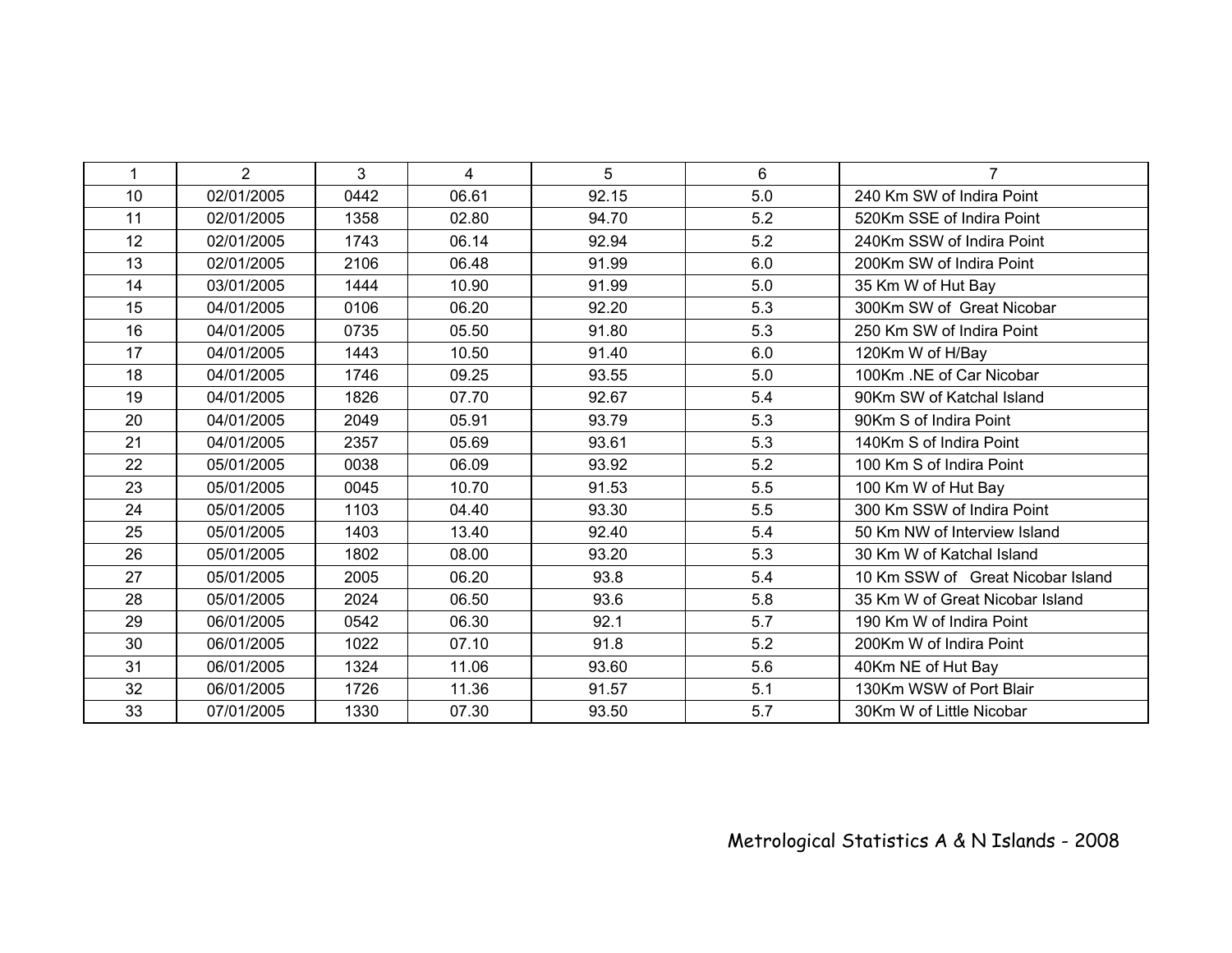| 1 | 2 | 3 | 4 | 5 | 6 | 7 |
|---|---|---|---|---|---|---|
| 10 | 02/01/2005 | 0442 | 06.61 | 92.15 | 5.0 | 240 Km SW of Indira Point |
| 11 | 02/01/2005 | 1358 | 02.80 | 94.70 | 5.2 | 520Km SSE of Indira Point |
| 12 | 02/01/2005 | 1743 | 06.14 | 92.94 | 5.2 | 240Km SSW of Indira Point |
| 13 | 02/01/2005 | 2106 | 06.48 | 91.99 | 6.0 | 200Km SW of Indira Point |
| 14 | 03/01/2005 | 1444 | 10.90 | 91.99 | 5.0 | 35 Km W of Hut Bay |
| 15 | 04/01/2005 | 0106 | 06.20 | 92.20 | 5.3 | 300Km SW of Great Nicobar |
| 16 | 04/01/2005 | 0735 | 05.50 | 91.80 | 5.3 | 250 Km SW of Indira Point |
| 17 | 04/01/2005 | 1443 | 10.50 | 91.40 | 6.0 | 120Km W of H/Bay |
| 18 | 04/01/2005 | 1746 | 09.25 | 93.55 | 5.0 | 100Km .NE of Car Nicobar |
| 19 | 04/01/2005 | 1826 | 07.70 | 92.67 | 5.4 | 90Km SW of Katchal Island |
| 20 | 04/01/2005 | 2049 | 05.91 | 93.79 | 5.3 | 90Km S of Indira Point |
| 21 | 04/01/2005 | 2357 | 05.69 | 93.61 | 5.3 | 140Km S of Indira Point |
| 22 | 05/01/2005 | 0038 | 06.09 | 93.92 | 5.2 | 100 Km S of Indira Point |
| 23 | 05/01/2005 | 0045 | 10.70 | 91.53 | 5.5 | 100 Km W of Hut Bay |
| 24 | 05/01/2005 | 1103 | 04.40 | 93.30 | 5.5 | 300 Km SSW of Indira Point |
| 25 | 05/01/2005 | 1403 | 13.40 | 92.40 | 5.4 | 50 Km NW of Interview Island |
| 26 | 05/01/2005 | 1802 | 08.00 | 93.20 | 5.3 | 30 Km W of Katchal Island |
| 27 | 05/01/2005 | 2005 | 06.20 | 93.8 | 5.4 | 10 Km SSW of Great Nicobar Island |
| 28 | 05/01/2005 | 2024 | 06.50 | 93.6 | 5.8 | 35 Km W of Great Nicobar Island |
| 29 | 06/01/2005 | 0542 | 06.30 | 92.1 | 5.7 | 190 Km W of Indira Point |
| 30 | 06/01/2005 | 1022 | 07.10 | 91.8 | 5.2 | 200Km W of Indira Point |
| 31 | 06/01/2005 | 1324 | 11.06 | 93.60 | 5.6 | 40Km NE of Hut Bay |
| 32 | 06/01/2005 | 1726 | 11.36 | 91.57 | 5.1 | 130Km WSW of Port Blair |
| 33 | 07/01/2005 | 1330 | 07.30 | 93.50 | 5.7 | 30Km W of Little Nicobar |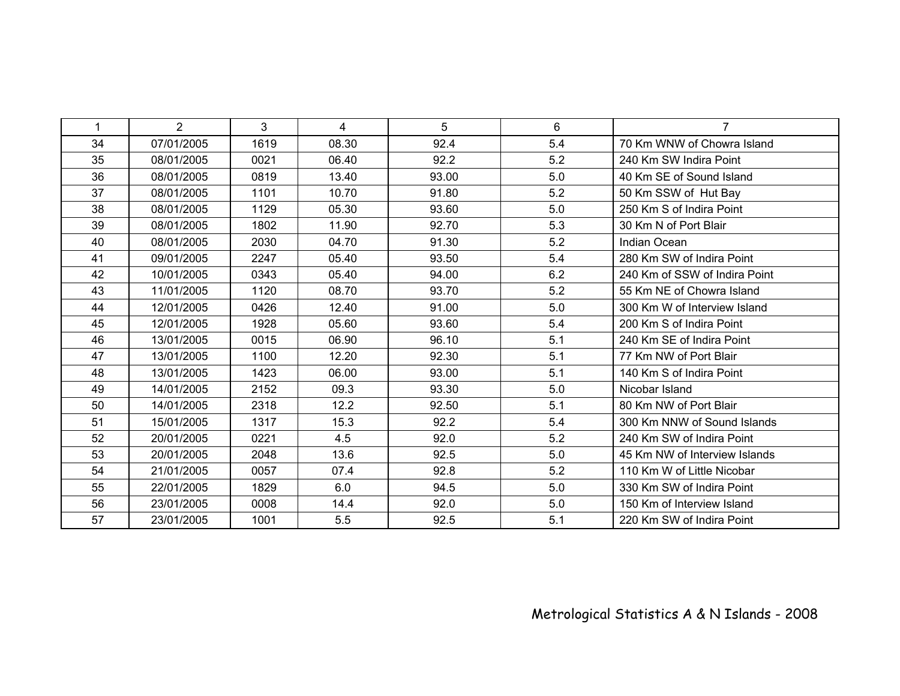| 1 | 2 | 3 | 4 | 5 | 6 | 7 |
|---|---|---|---|---|---|---|
| 34 | 07/01/2005 | 1619 | 08.30 | 92.4 | 5.4 | 70 Km WNW of Chowra Island |
| 35 | 08/01/2005 | 0021 | 06.40 | 92.2 | 5.2 | 240 Km SW Indira Point |
| 36 | 08/01/2005 | 0819 | 13.40 | 93.00 | 5.0 | 40 Km SE of Sound Island |
| 37 | 08/01/2005 | 1101 | 10.70 | 91.80 | 5.2 | 50 Km SSW of Hut Bay |
| 38 | 08/01/2005 | 1129 | 05.30 | 93.60 | 5.0 | 250 Km S of Indira Point |
| 39 | 08/01/2005 | 1802 | 11.90 | 92.70 | 5.3 | 30 Km N of Port Blair |
| 40 | 08/01/2005 | 2030 | 04.70 | 91.30 | 5.2 | Indian Ocean |
| 41 | 09/01/2005 | 2247 | 05.40 | 93.50 | 5.4 | 280 Km SW of Indira Point |
| 42 | 10/01/2005 | 0343 | 05.40 | 94.00 | 6.2 | 240 Km of SSW of Indira Point |
| 43 | 11/01/2005 | 1120 | 08.70 | 93.70 | 5.2 | 55 Km NE of Chowra Island |
| 44 | 12/01/2005 | 0426 | 12.40 | 91.00 | 5.0 | 300 Km W of Interview Island |
| 45 | 12/01/2005 | 1928 | 05.60 | 93.60 | 5.4 | 200 Km S of Indira Point |
| 46 | 13/01/2005 | 0015 | 06.90 | 96.10 | 5.1 | 240 Km SE of Indira Point |
| 47 | 13/01/2005 | 1100 | 12.20 | 92.30 | 5.1 | 77 Km NW of Port Blair |
| 48 | 13/01/2005 | 1423 | 06.00 | 93.00 | 5.1 | 140 Km S of Indira Point |
| 49 | 14/01/2005 | 2152 | 09.3 | 93.30 | 5.0 | Nicobar Island |
| 50 | 14/01/2005 | 2318 | 12.2 | 92.50 | 5.1 | 80 Km NW of Port Blair |
| 51 | 15/01/2005 | 1317 | 15.3 | 92.2 | 5.4 | 300 Km NNW of Sound Islands |
| 52 | 20/01/2005 | 0221 | 4.5 | 92.0 | 5.2 | 240 Km SW of Indira Point |
| 53 | 20/01/2005 | 2048 | 13.6 | 92.5 | 5.0 | 45 Km NW of Interview Islands |
| 54 | 21/01/2005 | 0057 | 07.4 | 92.8 | 5.2 | 110 Km W of Little Nicobar |
| 55 | 22/01/2005 | 1829 | 6.0 | 94.5 | 5.0 | 330 Km SW of Indira Point |
| 56 | 23/01/2005 | 0008 | 14.4 | 92.0 | 5.0 | 150 Km of Interview Island |
| 57 | 23/01/2005 | 1001 | 5.5 | 92.5 | 5.1 | 220 Km SW of Indira Point |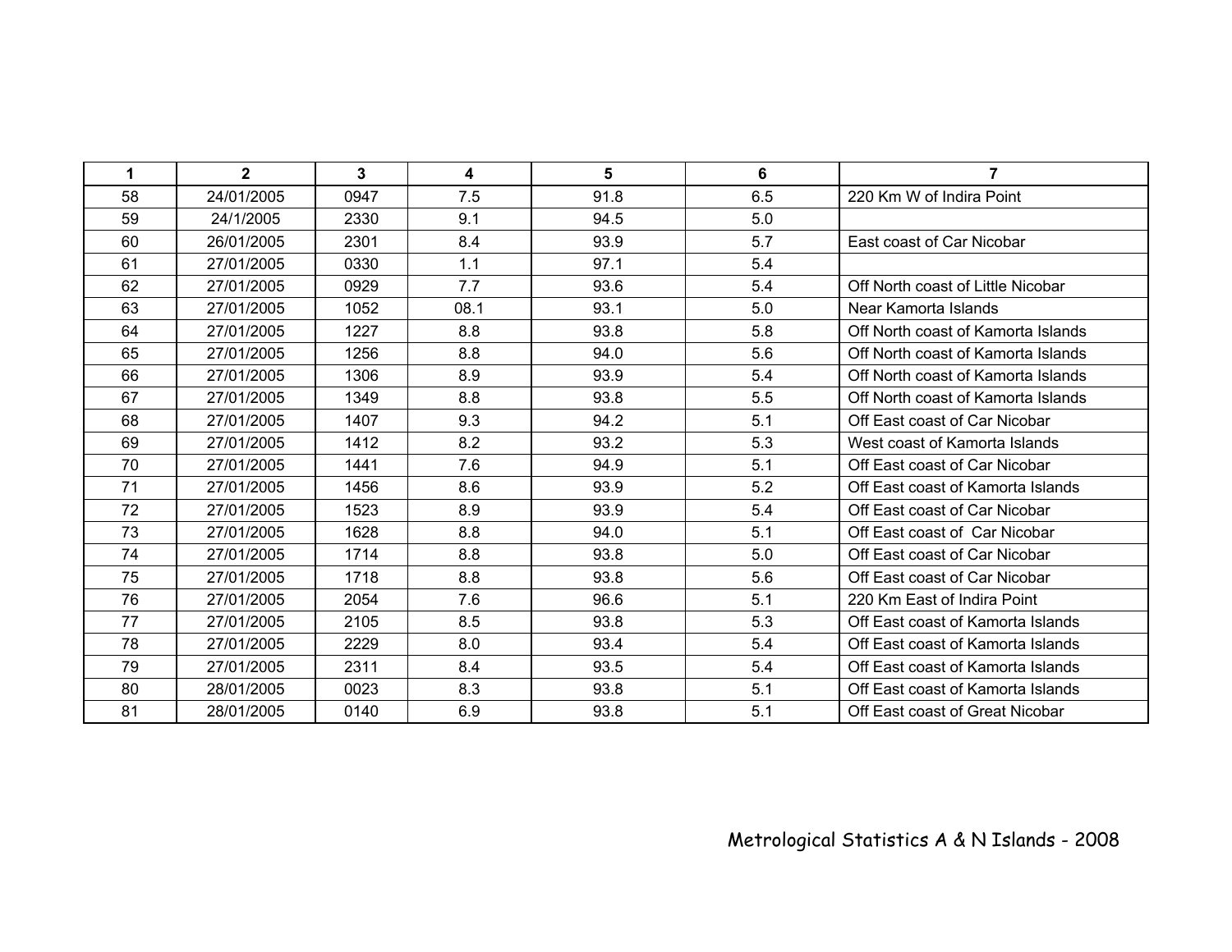| 1 | 2 | 3 | 4 | 5 | 6 | 7 |
|---|---|---|---|---|---|---|
| 58 | 24/01/2005 | 0947 | 7.5 | 91.8 | 6.5 | 220 Km W of Indira Point |
| 59 | 24/1/2005 | 2330 | 9.1 | 94.5 | 5.0 | |
| 60 | 26/01/2005 | 2301 | 8.4 | 93.9 | 5.7 | East coast of Car Nicobar |
| 61 | 27/01/2005 | 0330 | 1.1 | 97.1 | 5.4 | |
| 62 | 27/01/2005 | 0929 | 7.7 | 93.6 | 5.4 | Off North coast of Little Nicobar |
| 63 | 27/01/2005 | 1052 | 08.1 | 93.1 | 5.0 | Near Kamorta Islands |
| 64 | 27/01/2005 | 1227 | 8.8 | 93.8 | 5.8 | Off North coast of Kamorta Islands |
| 65 | 27/01/2005 | 1256 | 8.8 | 94.0 | 5.6 | Off North coast of Kamorta Islands |
| 66 | 27/01/2005 | 1306 | 8.9 | 93.9 | 5.4 | Off North coast of Kamorta Islands |
| 67 | 27/01/2005 | 1349 | 8.8 | 93.8 | 5.5 | Off North coast of Kamorta Islands |
| 68 | 27/01/2005 | 1407 | 9.3 | 94.2 | 5.1 | Off East coast of Car Nicobar |
| 69 | 27/01/2005 | 1412 | 8.2 | 93.2 | 5.3 | West coast of Kamorta Islands |
| 70 | 27/01/2005 | 1441 | 7.6 | 94.9 | 5.1 | Off East coast of Car Nicobar |
| 71 | 27/01/2005 | 1456 | 8.6 | 93.9 | 5.2 | Off East coast of Kamorta Islands |
| 72 | 27/01/2005 | 1523 | 8.9 | 93.9 | 5.4 | Off East coast of Car Nicobar |
| 73 | 27/01/2005 | 1628 | 8.8 | 94.0 | 5.1 | Off East coast of Car Nicobar |
| 74 | 27/01/2005 | 1714 | 8.8 | 93.8 | 5.0 | Off East coast of Car Nicobar |
| 75 | 27/01/2005 | 1718 | 8.8 | 93.8 | 5.6 | Off East coast of Car Nicobar |
| 76 | 27/01/2005 | 2054 | 7.6 | 96.6 | 5.1 | 220 Km East of Indira Point |
| 77 | 27/01/2005 | 2105 | 8.5 | 93.8 | 5.3 | Off East coast of Kamorta Islands |
| 78 | 27/01/2005 | 2229 | 8.0 | 93.4 | 5.4 | Off East coast of Kamorta Islands |
| 79 | 27/01/2005 | 2311 | 8.4 | 93.5 | 5.4 | Off East coast of Kamorta Islands |
| 80 | 28/01/2005 | 0023 | 8.3 | 93.8 | 5.1 | Off East coast of Kamorta Islands |
| 81 | 28/01/2005 | 0140 | 6.9 | 93.8 | 5.1 | Off East coast of Great Nicobar |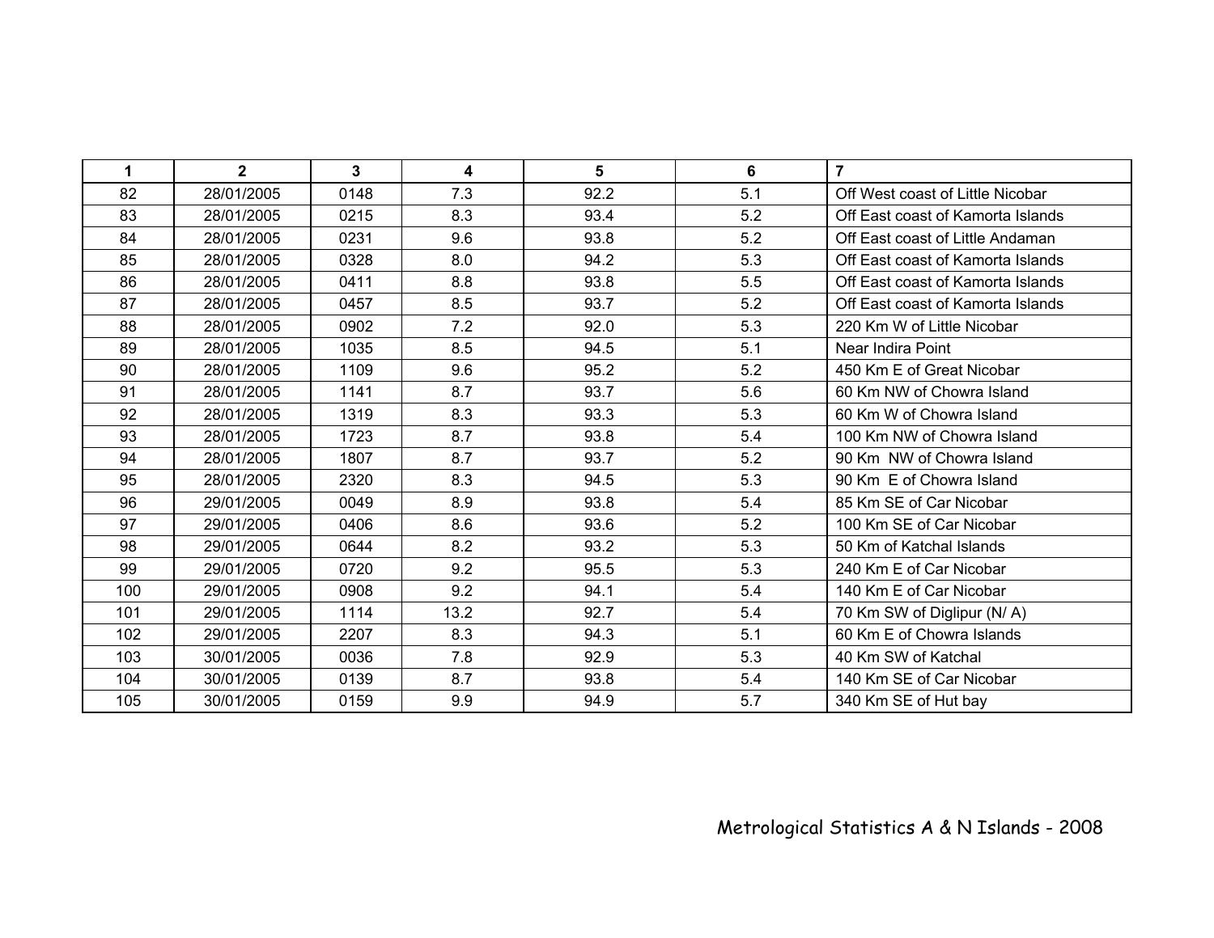| 1 | 2 | 3 | 4 | 5 | 6 | 7 |
|---|---|---|---|---|---|---|
| 82 | 28/01/2005 | 0148 | 7.3 | 92.2 | 5.1 | Off West coast of Little Nicobar |
| 83 | 28/01/2005 | 0215 | 8.3 | 93.4 | 5.2 | Off East coast of Kamorta Islands |
| 84 | 28/01/2005 | 0231 | 9.6 | 93.8 | 5.2 | Off East coast of Little Andaman |
| 85 | 28/01/2005 | 0328 | 8.0 | 94.2 | 5.3 | Off East coast of Kamorta Islands |
| 86 | 28/01/2005 | 0411 | 8.8 | 93.8 | 5.5 | Off East coast of Kamorta Islands |
| 87 | 28/01/2005 | 0457 | 8.5 | 93.7 | 5.2 | Off East coast of Kamorta Islands |
| 88 | 28/01/2005 | 0902 | 7.2 | 92.0 | 5.3 | 220 Km W of Little Nicobar |
| 89 | 28/01/2005 | 1035 | 8.5 | 94.5 | 5.1 | Near Indira Point |
| 90 | 28/01/2005 | 1109 | 9.6 | 95.2 | 5.2 | 450 Km E of Great Nicobar |
| 91 | 28/01/2005 | 1141 | 8.7 | 93.7 | 5.6 | 60 Km NW of Chowra Island |
| 92 | 28/01/2005 | 1319 | 8.3 | 93.3 | 5.3 | 60 Km W of Chowra Island |
| 93 | 28/01/2005 | 1723 | 8.7 | 93.8 | 5.4 | 100 Km NW of Chowra Island |
| 94 | 28/01/2005 | 1807 | 8.7 | 93.7 | 5.2 | 90 Km NW of Chowra Island |
| 95 | 28/01/2005 | 2320 | 8.3 | 94.5 | 5.3 | 90 Km E of Chowra Island |
| 96 | 29/01/2005 | 0049 | 8.9 | 93.8 | 5.4 | 85 Km SE of Car Nicobar |
| 97 | 29/01/2005 | 0406 | 8.6 | 93.6 | 5.2 | 100 Km SE of Car Nicobar |
| 98 | 29/01/2005 | 0644 | 8.2 | 93.2 | 5.3 | 50 Km of Katchal Islands |
| 99 | 29/01/2005 | 0720 | 9.2 | 95.5 | 5.3 | 240 Km E of Car Nicobar |
| 100 | 29/01/2005 | 0908 | 9.2 | 94.1 | 5.4 | 140 Km E of Car Nicobar |
| 101 | 29/01/2005 | 1114 | 13.2 | 92.7 | 5.4 | 70 Km SW of Diglipur (N/ A) |
| 102 | 29/01/2005 | 2207 | 8.3 | 94.3 | 5.1 | 60 Km E of Chowra Islands |
| 103 | 30/01/2005 | 0036 | 7.8 | 92.9 | 5.3 | 40 Km SW of Katchal |
| 104 | 30/01/2005 | 0139 | 8.7 | 93.8 | 5.4 | 140 Km SE of Car Nicobar |
| 105 | 30/01/2005 | 0159 | 9.9 | 94.9 | 5.7 | 340 Km SE of Hut bay |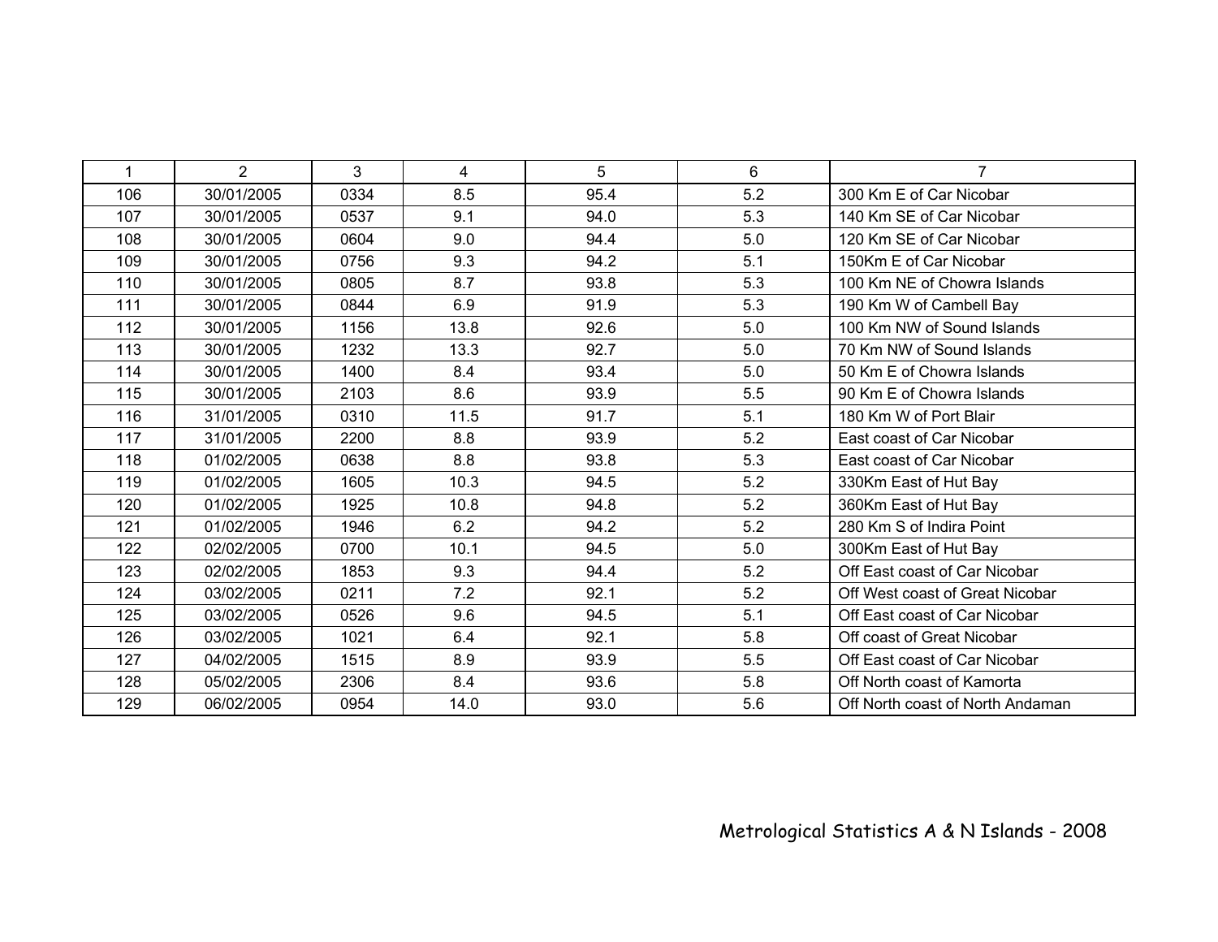| 1 | 2 | 3 | 4 | 5 | 6 | 7 |
|---|---|---|---|---|---|---|
| 106 | 30/01/2005 | 0334 | 8.5 | 95.4 | 5.2 | 300 Km E of Car Nicobar |
| 107 | 30/01/2005 | 0537 | 9.1 | 94.0 | 5.3 | 140 Km SE of Car Nicobar |
| 108 | 30/01/2005 | 0604 | 9.0 | 94.4 | 5.0 | 120 Km SE of Car Nicobar |
| 109 | 30/01/2005 | 0756 | 9.3 | 94.2 | 5.1 | 150Km E of Car Nicobar |
| 110 | 30/01/2005 | 0805 | 8.7 | 93.8 | 5.3 | 100 Km NE of Chowra Islands |
| 111 | 30/01/2005 | 0844 | 6.9 | 91.9 | 5.3 | 190 Km W of Cambell Bay |
| 112 | 30/01/2005 | 1156 | 13.8 | 92.6 | 5.0 | 100 Km NW of Sound Islands |
| 113 | 30/01/2005 | 1232 | 13.3 | 92.7 | 5.0 | 70 Km NW of Sound Islands |
| 114 | 30/01/2005 | 1400 | 8.4 | 93.4 | 5.0 | 50 Km E of Chowra Islands |
| 115 | 30/01/2005 | 2103 | 8.6 | 93.9 | 5.5 | 90 Km E of Chowra Islands |
| 116 | 31/01/2005 | 0310 | 11.5 | 91.7 | 5.1 | 180 Km W of Port Blair |
| 117 | 31/01/2005 | 2200 | 8.8 | 93.9 | 5.2 | East coast of Car Nicobar |
| 118 | 01/02/2005 | 0638 | 8.8 | 93.8 | 5.3 | East coast of Car Nicobar |
| 119 | 01/02/2005 | 1605 | 10.3 | 94.5 | 5.2 | 330Km East of Hut Bay |
| 120 | 01/02/2005 | 1925 | 10.8 | 94.8 | 5.2 | 360Km East of Hut Bay |
| 121 | 01/02/2005 | 1946 | 6.2 | 94.2 | 5.2 | 280 Km S of Indira Point |
| 122 | 02/02/2005 | 0700 | 10.1 | 94.5 | 5.0 | 300Km East of Hut Bay |
| 123 | 02/02/2005 | 1853 | 9.3 | 94.4 | 5.2 | Off East coast of Car Nicobar |
| 124 | 03/02/2005 | 0211 | 7.2 | 92.1 | 5.2 | Off West coast of Great Nicobar |
| 125 | 03/02/2005 | 0526 | 9.6 | 94.5 | 5.1 | Off East coast of Car Nicobar |
| 126 | 03/02/2005 | 1021 | 6.4 | 92.1 | 5.8 | Off coast of Great Nicobar |
| 127 | 04/02/2005 | 1515 | 8.9 | 93.9 | 5.5 | Off East coast of Car Nicobar |
| 128 | 05/02/2005 | 2306 | 8.4 | 93.6 | 5.8 | Off North coast of Kamorta |
| 129 | 06/02/2005 | 0954 | 14.0 | 93.0 | 5.6 | Off North coast of North Andaman |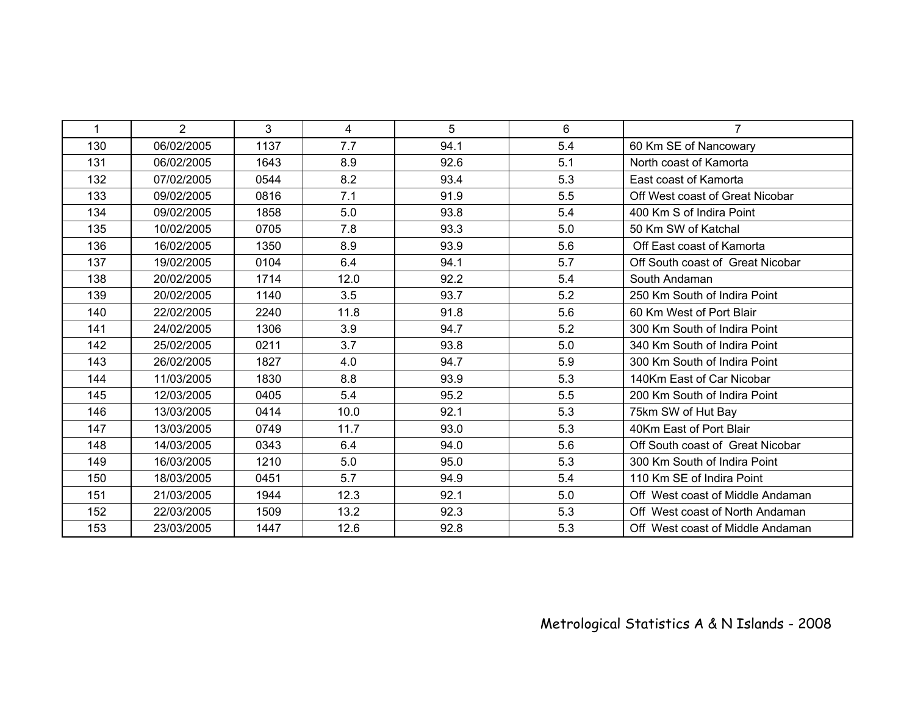| 1 | 2 | 3 | 4 | 5 | 6 | 7 |
|---|---|---|---|---|---|---|
| 130 | 06/02/2005 | 1137 | 7.7 | 94.1 | 5.4 | 60 Km SE of Nancowary |
| 131 | 06/02/2005 | 1643 | 8.9 | 92.6 | 5.1 | North coast of Kamorta |
| 132 | 07/02/2005 | 0544 | 8.2 | 93.4 | 5.3 | East coast of Kamorta |
| 133 | 09/02/2005 | 0816 | 7.1 | 91.9 | 5.5 | Off West coast of Great Nicobar |
| 134 | 09/02/2005 | 1858 | 5.0 | 93.8 | 5.4 | 400 Km S of Indira Point |
| 135 | 10/02/2005 | 0705 | 7.8 | 93.3 | 5.0 | 50 Km SW of Katchal |
| 136 | 16/02/2005 | 1350 | 8.9 | 93.9 | 5.6 | Off East coast of Kamorta |
| 137 | 19/02/2005 | 0104 | 6.4 | 94.1 | 5.7 | Off South coast of Great Nicobar |
| 138 | 20/02/2005 | 1714 | 12.0 | 92.2 | 5.4 | South Andaman |
| 139 | 20/02/2005 | 1140 | 3.5 | 93.7 | 5.2 | 250 Km South of Indira Point |
| 140 | 22/02/2005 | 2240 | 11.8 | 91.8 | 5.6 | 60 Km West of Port Blair |
| 141 | 24/02/2005 | 1306 | 3.9 | 94.7 | 5.2 | 300 Km South of Indira Point |
| 142 | 25/02/2005 | 0211 | 3.7 | 93.8 | 5.0 | 340 Km South of Indira Point |
| 143 | 26/02/2005 | 1827 | 4.0 | 94.7 | 5.9 | 300 Km South of Indira Point |
| 144 | 11/03/2005 | 1830 | 8.8 | 93.9 | 5.3 | 140Km East of Car Nicobar |
| 145 | 12/03/2005 | 0405 | 5.4 | 95.2 | 5.5 | 200 Km South of Indira Point |
| 146 | 13/03/2005 | 0414 | 10.0 | 92.1 | 5.3 | 75km SW of Hut Bay |
| 147 | 13/03/2005 | 0749 | 11.7 | 93.0 | 5.3 | 40Km East of Port Blair |
| 148 | 14/03/2005 | 0343 | 6.4 | 94.0 | 5.6 | Off South coast of Great Nicobar |
| 149 | 16/03/2005 | 1210 | 5.0 | 95.0 | 5.3 | 300 Km South of Indira Point |
| 150 | 18/03/2005 | 0451 | 5.7 | 94.9 | 5.4 | 110 Km SE of Indira Point |
| 151 | 21/03/2005 | 1944 | 12.3 | 92.1 | 5.0 | Off West coast of Middle Andaman |
| 152 | 22/03/2005 | 1509 | 13.2 | 92.3 | 5.3 | Off West coast of North Andaman |
| 153 | 23/03/2005 | 1447 | 12.6 | 92.8 | 5.3 | Off West coast of Middle Andaman |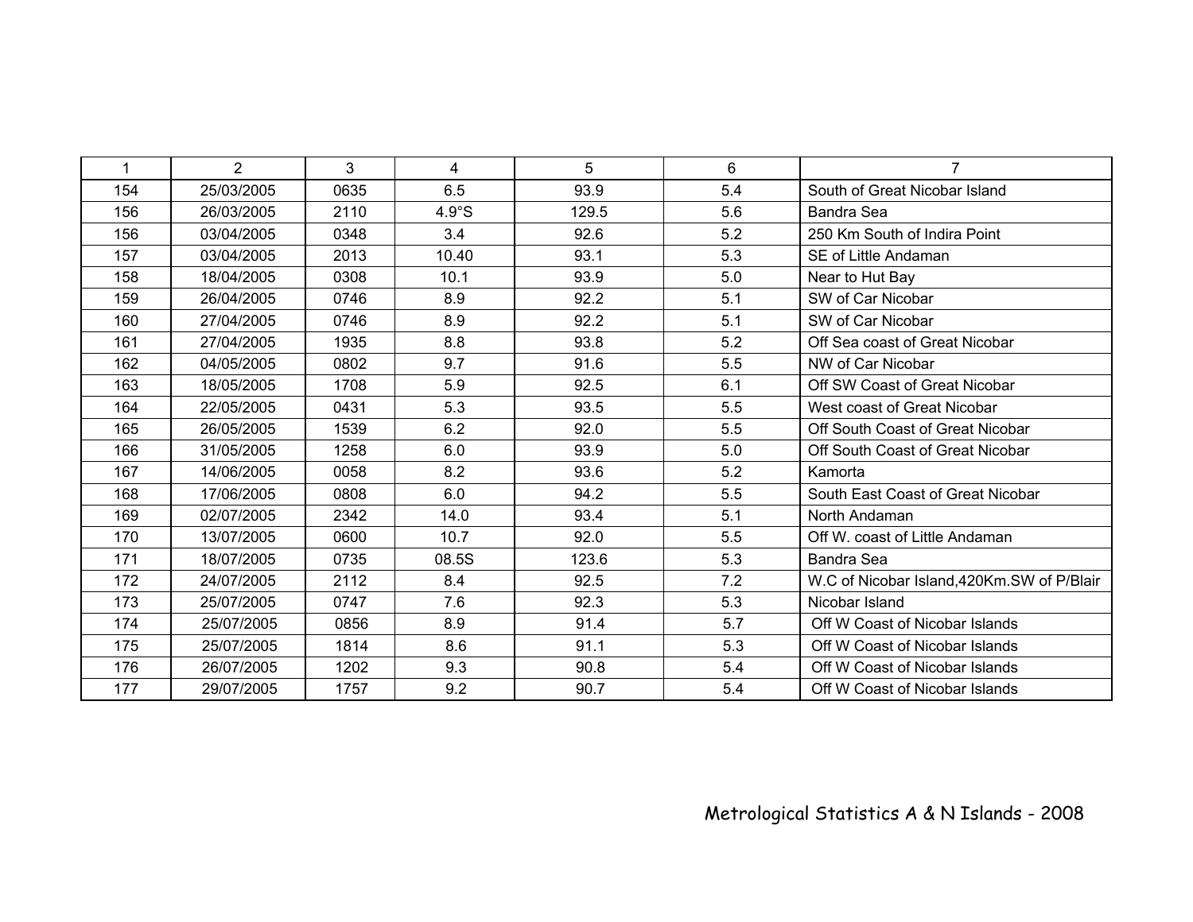| 1 | 2 | 3 | 4 | 5 | 6 | 7 |
|---|---|---|---|---|---|---|
| 154 | 25/03/2005 | 0635 | 6.5 | 93.9 | 5.4 | South of Great Nicobar Island |
| 156 | 26/03/2005 | 2110 | 4.9°S | 129.5 | 5.6 | Bandra Sea |
| 156 | 03/04/2005 | 0348 | 3.4 | 92.6 | 5.2 | 250 Km South of Indira Point |
| 157 | 03/04/2005 | 2013 | 10.40 | 93.1 | 5.3 | SE of Little Andaman |
| 158 | 18/04/2005 | 0308 | 10.1 | 93.9 | 5.0 | Near to Hut Bay |
| 159 | 26/04/2005 | 0746 | 8.9 | 92.2 | 5.1 | SW of Car Nicobar |
| 160 | 27/04/2005 | 0746 | 8.9 | 92.2 | 5.1 | SW of Car Nicobar |
| 161 | 27/04/2005 | 1935 | 8.8 | 93.8 | 5.2 | Off Sea coast of Great Nicobar |
| 162 | 04/05/2005 | 0802 | 9.7 | 91.6 | 5.5 | NW of Car Nicobar |
| 163 | 18/05/2005 | 1708 | 5.9 | 92.5 | 6.1 | Off SW Coast of Great Nicobar |
| 164 | 22/05/2005 | 0431 | 5.3 | 93.5 | 5.5 | West coast of Great Nicobar |
| 165 | 26/05/2005 | 1539 | 6.2 | 92.0 | 5.5 | Off South Coast of Great Nicobar |
| 166 | 31/05/2005 | 1258 | 6.0 | 93.9 | 5.0 | Off South Coast of Great Nicobar |
| 167 | 14/06/2005 | 0058 | 8.2 | 93.6 | 5.2 | Kamorta |
| 168 | 17/06/2005 | 0808 | 6.0 | 94.2 | 5.5 | South East Coast of Great Nicobar |
| 169 | 02/07/2005 | 2342 | 14.0 | 93.4 | 5.1 | North Andaman |
| 170 | 13/07/2005 | 0600 | 10.7 | 92.0 | 5.5 | Off W. coast of Little Andaman |
| 171 | 18/07/2005 | 0735 | 08.5S | 123.6 | 5.3 | Bandra Sea |
| 172 | 24/07/2005 | 2112 | 8.4 | 92.5 | 7.2 | W.C of Nicobar Island,420Km.SW of P/Blair |
| 173 | 25/07/2005 | 0747 | 7.6 | 92.3 | 5.3 | Nicobar Island |
| 174 | 25/07/2005 | 0856 | 8.9 | 91.4 | 5.7 | Off W Coast of Nicobar Islands |
| 175 | 25/07/2005 | 1814 | 8.6 | 91.1 | 5.3 | Off W Coast of Nicobar Islands |
| 176 | 26/07/2005 | 1202 | 9.3 | 90.8 | 5.4 | Off W Coast of Nicobar Islands |
| 177 | 29/07/2005 | 1757 | 9.2 | 90.7 | 5.4 | Off W Coast of Nicobar Islands |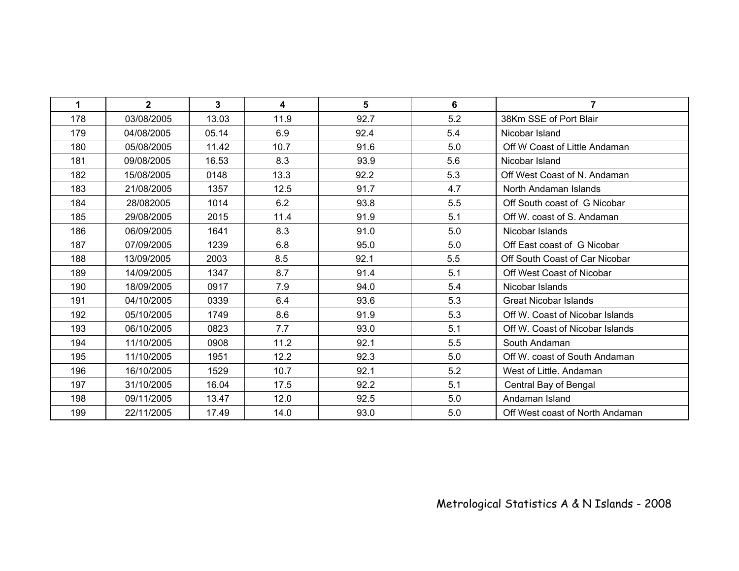| 1 | 2 | 3 | 4 | 5 | 6 | 7 |
|---|---|---|---|---|---|---|
| 178 | 03/08/2005 | 13.03 | 11.9 | 92.7 | 5.2 | 38Km SSE of Port Blair |
| 179 | 04/08/2005 | 05.14 | 6.9 | 92.4 | 5.4 | Nicobar Island |
| 180 | 05/08/2005 | 11.42 | 10.7 | 91.6 | 5.0 | Off W Coast of Little Andaman |
| 181 | 09/08/2005 | 16.53 | 8.3 | 93.9 | 5.6 | Nicobar Island |
| 182 | 15/08/2005 | 0148 | 13.3 | 92.2 | 5.3 | Off West Coast of N. Andaman |
| 183 | 21/08/2005 | 1357 | 12.5 | 91.7 | 4.7 | North Andaman Islands |
| 184 | 28/082005 | 1014 | 6.2 | 93.8 | 5.5 | Off South coast of G Nicobar |
| 185 | 29/08/2005 | 2015 | 11.4 | 91.9 | 5.1 | Off W. coast of S. Andaman |
| 186 | 06/09/2005 | 1641 | 8.3 | 91.0 | 5.0 | Nicobar Islands |
| 187 | 07/09/2005 | 1239 | 6.8 | 95.0 | 5.0 | Off East coast of G Nicobar |
| 188 | 13/09/2005 | 2003 | 8.5 | 92.1 | 5.5 | Off South Coast of Car Nicobar |
| 189 | 14/09/2005 | 1347 | 8.7 | 91.4 | 5.1 | Off West Coast of Nicobar |
| 190 | 18/09/2005 | 0917 | 7.9 | 94.0 | 5.4 | Nicobar Islands |
| 191 | 04/10/2005 | 0339 | 6.4 | 93.6 | 5.3 | Great Nicobar Islands |
| 192 | 05/10/2005 | 1749 | 8.6 | 91.9 | 5.3 | Off W. Coast of Nicobar Islands |
| 193 | 06/10/2005 | 0823 | 7.7 | 93.0 | 5.1 | Off W. Coast of Nicobar Islands |
| 194 | 11/10/2005 | 0908 | 11.2 | 92.1 | 5.5 | South Andaman |
| 195 | 11/10/2005 | 1951 | 12.2 | 92.3 | 5.0 | Off W. coast of South Andaman |
| 196 | 16/10/2005 | 1529 | 10.7 | 92.1 | 5.2 | West of Little. Andaman |
| 197 | 31/10/2005 | 16.04 | 17.5 | 92.2 | 5.1 | Central Bay of Bengal |
| 198 | 09/11/2005 | 13.47 | 12.0 | 92.5 | 5.0 | Andaman Island |
| 199 | 22/11/2005 | 17.49 | 14.0 | 93.0 | 5.0 | Off West coast of North Andaman |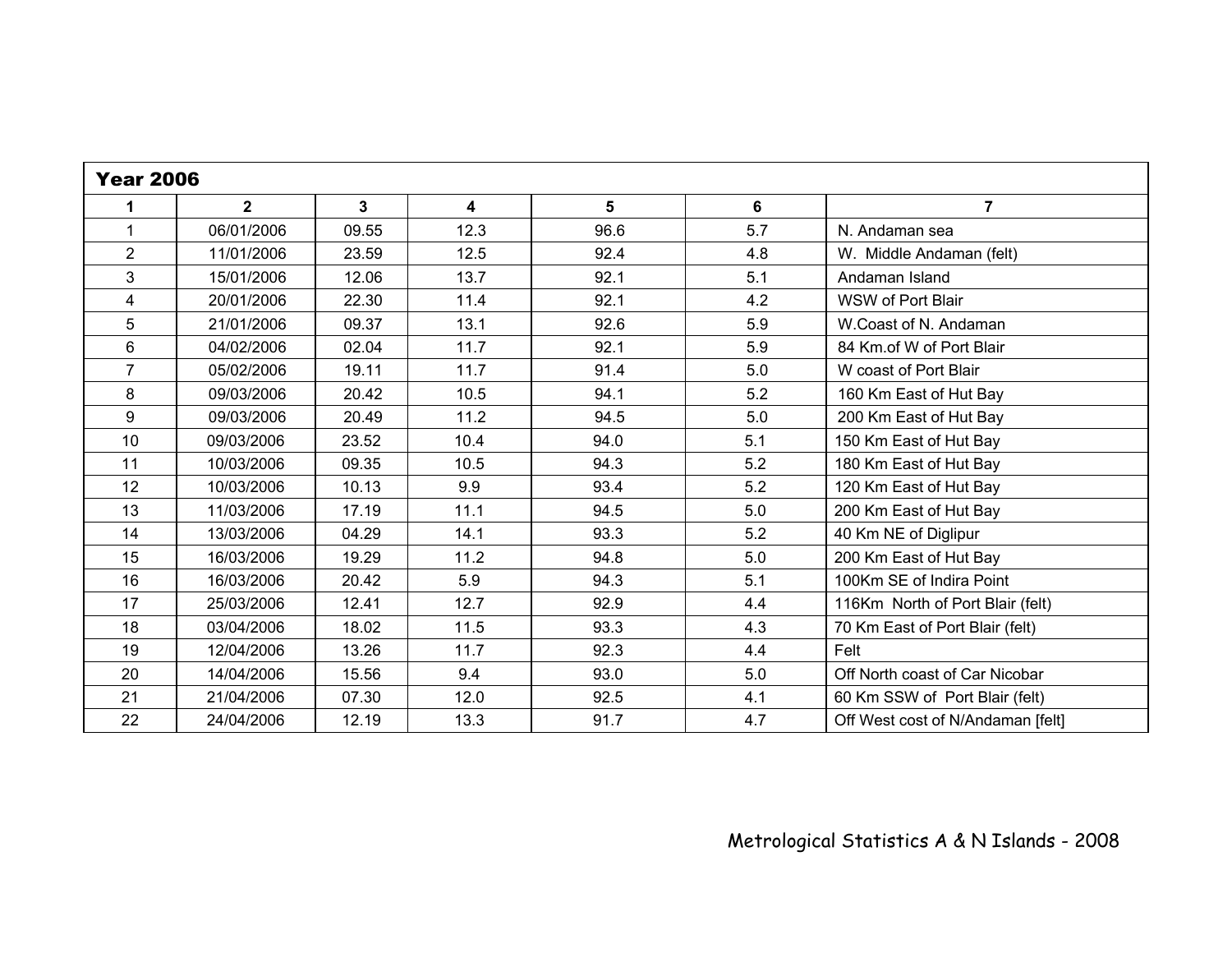| Year 2006 | | | | | | |
|---|---|---|---|---|---|---|
| 1 | 2 | 3 | 4 | 5 | 6 | 7 |
| 1 | 06/01/2006 | 09.55 | 12.3 | 96.6 | 5.7 | N. Andaman sea |
| 2 | 11/01/2006 | 23.59 | 12.5 | 92.4 | 4.8 | W. Middle Andaman (felt) |
| 3 | 15/01/2006 | 12.06 | 13.7 | 92.1 | 5.1 | Andaman Island |
| 4 | 20/01/2006 | 22.30 | 11.4 | 92.1 | 4.2 | WSW of Port Blair |
| 5 | 21/01/2006 | 09.37 | 13.1 | 92.6 | 5.9 | W.Coast of N. Andaman |
| 6 | 04/02/2006 | 02.04 | 11.7 | 92.1 | 5.9 | 84 Km.of W of Port Blair |
| 7 | 05/02/2006 | 19.11 | 11.7 | 91.4 | 5.0 | W coast of Port Blair |
| 8 | 09/03/2006 | 20.42 | 10.5 | 94.1 | 5.2 | 160 Km East of Hut Bay |
| 9 | 09/03/2006 | 20.49 | 11.2 | 94.5 | 5.0 | 200 Km East of Hut Bay |
| 10 | 09/03/2006 | 23.52 | 10.4 | 94.0 | 5.1 | 150 Km East of Hut Bay |
| 11 | 10/03/2006 | 09.35 | 10.5 | 94.3 | 5.2 | 180 Km East of Hut Bay |
| 12 | 10/03/2006 | 10.13 | 9.9 | 93.4 | 5.2 | 120 Km East of Hut Bay |
| 13 | 11/03/2006 | 17.19 | 11.1 | 94.5 | 5.0 | 200 Km East of Hut Bay |
| 14 | 13/03/2006 | 04.29 | 14.1 | 93.3 | 5.2 | 40 Km NE of Diglipur |
| 15 | 16/03/2006 | 19.29 | 11.2 | 94.8 | 5.0 | 200 Km East of Hut Bay |
| 16 | 16/03/2006 | 20.42 | 5.9 | 94.3 | 5.1 | 100Km SE of Indira Point |
| 17 | 25/03/2006 | 12.41 | 12.7 | 92.9 | 4.4 | 116Km North of Port Blair (felt) |
| 18 | 03/04/2006 | 18.02 | 11.5 | 93.3 | 4.3 | 70 Km East of Port Blair (felt) |
| 19 | 12/04/2006 | 13.26 | 11.7 | 92.3 | 4.4 | Felt |
| 20 | 14/04/2006 | 15.56 | 9.4 | 93.0 | 5.0 | Off North coast of Car Nicobar |
| 21 | 21/04/2006 | 07.30 | 12.0 | 92.5 | 4.1 | 60 Km SSW of Port Blair (felt) |
| 22 | 24/04/2006 | 12.19 | 13.3 | 91.7 | 4.7 | Off West cost of N/Andaman [felt] |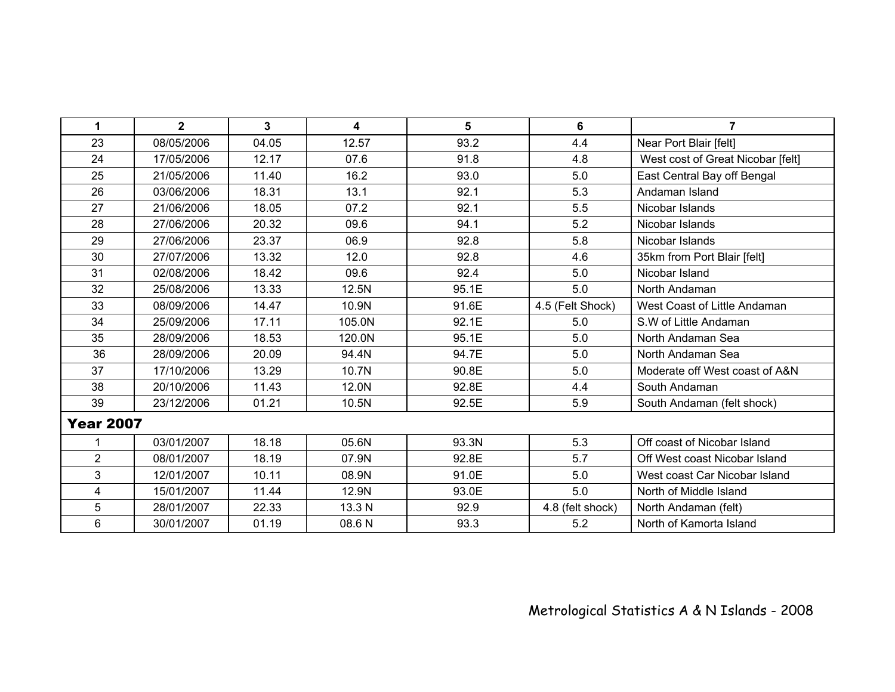| 1 | 2 | 3 | 4 | 5 | 6 | 7 |
|---|---|---|---|---|---|---|
| 23 | 08/05/2006 | 04.05 | 12.57 | 93.2 | 4.4 | Near Port Blair [felt] |
| 24 | 17/05/2006 | 12.17 | 07.6 | 91.8 | 4.8 | West cost of Great Nicobar [felt] |
| 25 | 21/05/2006 | 11.40 | 16.2 | 93.0 | 5.0 | East Central Bay off Bengal |
| 26 | 03/06/2006 | 18.31 | 13.1 | 92.1 | 5.3 | Andaman Island |
| 27 | 21/06/2006 | 18.05 | 07.2 | 92.1 | 5.5 | Nicobar Islands |
| 28 | 27/06/2006 | 20.32 | 09.6 | 94.1 | 5.2 | Nicobar Islands |
| 29 | 27/06/2006 | 23.37 | 06.9 | 92.8 | 5.8 | Nicobar Islands |
| 30 | 27/07/2006 | 13.32 | 12.0 | 92.8 | 4.6 | 35km from Port Blair [felt] |
| 31 | 02/08/2006 | 18.42 | 09.6 | 92.4 | 5.0 | Nicobar Island |
| 32 | 25/08/2006 | 13.33 | 12.5N | 95.1E | 5.0 | North Andaman |
| 33 | 08/09/2006 | 14.47 | 10.9N | 91.6E | 4.5 (Felt Shock) | West Coast of Little Andaman |
| 34 | 25/09/2006 | 17.11 | 105.0N | 92.1E | 5.0 | S.W of Little Andaman |
| 35 | 28/09/2006 | 18.53 | 120.0N | 95.1E | 5.0 | North Andaman Sea |
| 36 | 28/09/2006 | 20.09 | 94.4N | 94.7E | 5.0 | North Andaman Sea |
| 37 | 17/10/2006 | 13.29 | 10.7N | 90.8E | 5.0 | Moderate off West coast of A&N |
| 38 | 20/10/2006 | 11.43 | 12.0N | 92.8E | 4.4 | South Andaman |
| 39 | 23/12/2006 | 01.21 | 10.5N | 92.5E | 5.9 | South Andaman (felt shock) |
| **Year 2007** | | | | | | |
| 1 | 03/01/2007 | 18.18 | 05.6N | 93.3N | 5.3 | Off coast of Nicobar Island |
| 2 | 08/01/2007 | 18.19 | 07.9N | 92.8E | 5.7 | Off West coast Nicobar Island |
| 3 | 12/01/2007 | 10.11 | 08.9N | 91.0E | 5.0 | West coast Car Nicobar Island |
| 4 | 15/01/2007 | 11.44 | 12.9N | 93.0E | 5.0 | North of Middle Island |
| 5 | 28/01/2007 | 22.33 | 13.3 N | 92.9 | 4.8 (felt shock) | North Andaman (felt) |
| 6 | 30/01/2007 | 01.19 | 08.6 N | 93.3 | 5.2 | North of Kamorta Island |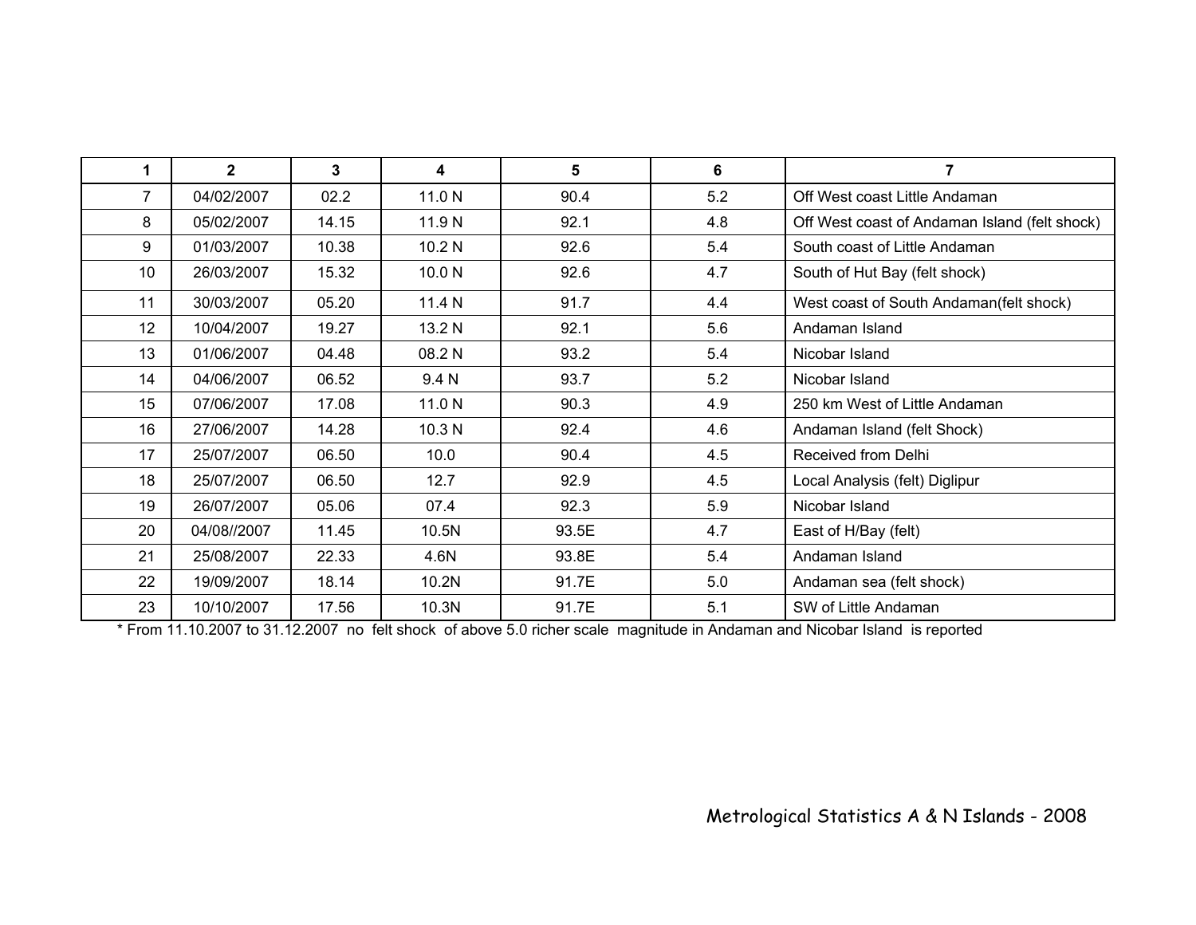| 1 | 2 | 3 | 4 | 5 | 6 | 7 |
|---|---|---|---|---|---|---|
| 7 | 04/02/2007 | 02.2 | 11.0 N | 90.4 | 5.2 | Off West coast Little Andaman |
| 8 | 05/02/2007 | 14.15 | 11.9 N | 92.1 | 4.8 | Off West coast of Andaman Island (felt shock) |
| 9 | 01/03/2007 | 10.38 | 10.2 N | 92.6 | 5.4 | South coast of Little Andaman |
| 10 | 26/03/2007 | 15.32 | 10.0 N | 92.6 | 4.7 | South of Hut Bay (felt shock) |
| 11 | 30/03/2007 | 05.20 | 11.4 N | 91.7 | 4.4 | West coast of South Andaman(felt shock) |
| 12 | 10/04/2007 | 19.27 | 13.2 N | 92.1 | 5.6 | Andaman Island |
| 13 | 01/06/2007 | 04.48 | 08.2 N | 93.2 | 5.4 | Nicobar Island |
| 14 | 04/06/2007 | 06.52 | 9.4 N | 93.7 | 5.2 | Nicobar Island |
| 15 | 07/06/2007 | 17.08 | 11.0 N | 90.3 | 4.9 | 250 km West of Little Andaman |
| 16 | 27/06/2007 | 14.28 | 10.3 N | 92.4 | 4.6 | Andaman Island (felt Shock) |
| 17 | 25/07/2007 | 06.50 | 10.0 | 90.4 | 4.5 | Received from Delhi |
| 18 | 25/07/2007 | 06.50 | 12.7 | 92.9 | 4.5 | Local Analysis (felt) Diglipur |
| 19 | 26/07/2007 | 05.06 | 07.4 | 92.3 | 5.9 | Nicobar Island |
| 20 | 04/08//2007 | 11.45 | 10.5N | 93.5E | 4.7 | East of H/Bay (felt) |
| 21 | 25/08/2007 | 22.33 | 4.6N | 93.8E | 5.4 | Andaman Island |
| 22 | 19/09/2007 | 18.14 | 10.2N | 91.7E | 5.0 | Andaman sea (felt shock) |
| 23 | 10/10/2007 | 17.56 | 10.3N | 91.7E | 5.1 | SW of Little Andaman |

* From 11.10.2007 to 31.12.2007 no felt shock of above 5.0 richer scale magnitude in Andaman and Nicobar Island is reported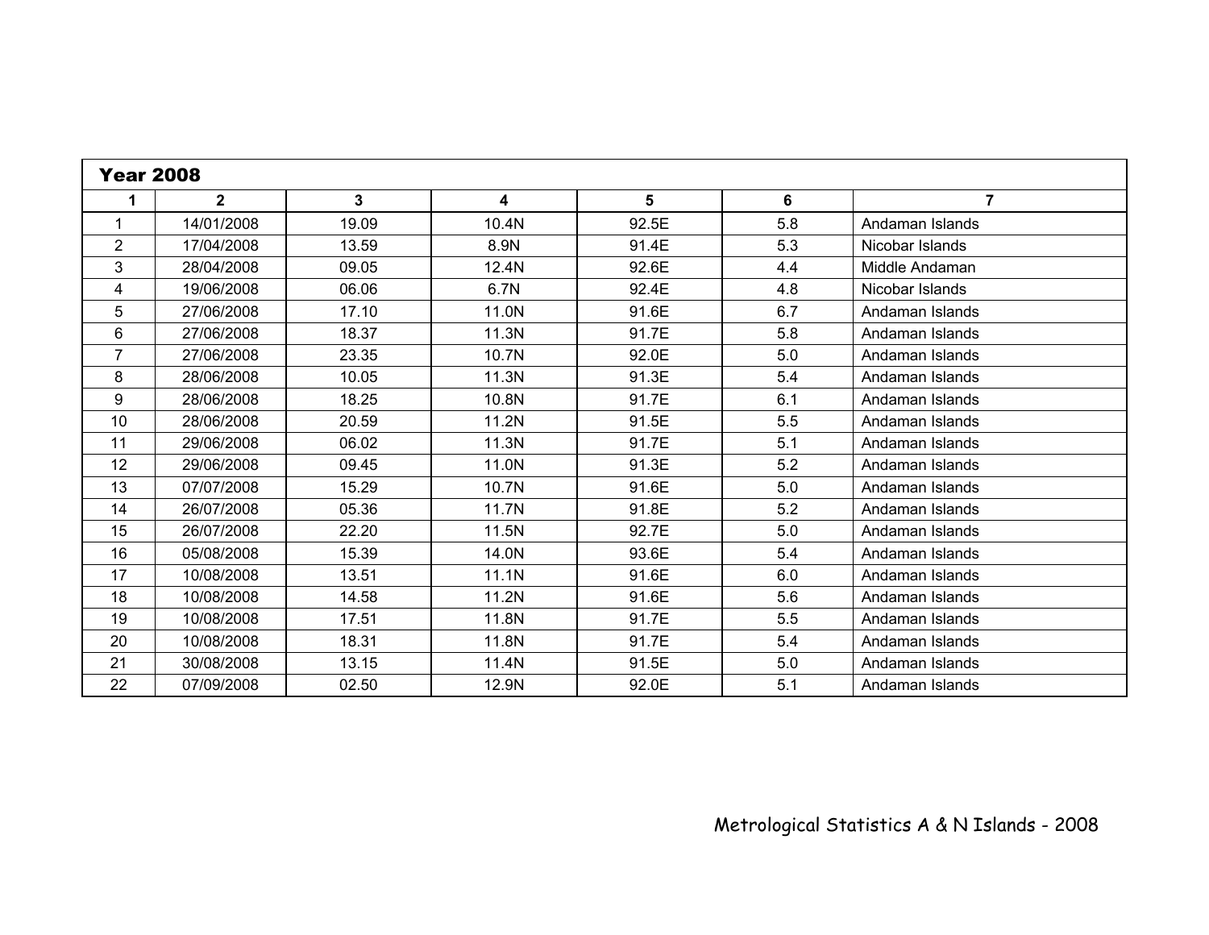| Year 2008 | | | | | | |
|---|---|---|---|---|---|---|
| **1** | **2** | **3** | **4** | **5** | **6** | **7** |
| 1 | 14/01/2008 | 19.09 | 10.4N | 92.5E | 5.8 | Andaman Islands |
| 2 | 17/04/2008 | 13.59 | 8.9N | 91.4E | 5.3 | Nicobar Islands |
| 3 | 28/04/2008 | 09.05 | 12.4N | 92.6E | 4.4 | Middle Andaman |
| 4 | 19/06/2008 | 06.06 | 6.7N | 92.4E | 4.8 | Nicobar Islands |
| 5 | 27/06/2008 | 17.10 | 11.0N | 91.6E | 6.7 | Andaman Islands |
| 6 | 27/06/2008 | 18.37 | 11.3N | 91.7E | 5.8 | Andaman Islands |
| 7 | 27/06/2008 | 23.35 | 10.7N | 92.0E | 5.0 | Andaman Islands |
| 8 | 28/06/2008 | 10.05 | 11.3N | 91.3E | 5.4 | Andaman Islands |
| 9 | 28/06/2008 | 18.25 | 10.8N | 91.7E | 6.1 | Andaman Islands |
| 10 | 28/06/2008 | 20.59 | 11.2N | 91.5E | 5.5 | Andaman Islands |
| 11 | 29/06/2008 | 06.02 | 11.3N | 91.7E | 5.1 | Andaman Islands |
| 12 | 29/06/2008 | 09.45 | 11.0N | 91.3E | 5.2 | Andaman Islands |
| 13 | 07/07/2008 | 15.29 | 10.7N | 91.6E | 5.0 | Andaman Islands |
| 14 | 26/07/2008 | 05.36 | 11.7N | 91.8E | 5.2 | Andaman Islands |
| 15 | 26/07/2008 | 22.20 | 11.5N | 92.7E | 5.0 | Andaman Islands |
| 16 | 05/08/2008 | 15.39 | 14.0N | 93.6E | 5.4 | Andaman Islands |
| 17 | 10/08/2008 | 13.51 | 11.1N | 91.6E | 6.0 | Andaman Islands |
| 18 | 10/08/2008 | 14.58 | 11.2N | 91.6E | 5.6 | Andaman Islands |
| 19 | 10/08/2008 | 17.51 | 11.8N | 91.7E | 5.5 | Andaman Islands |
| 20 | 10/08/2008 | 18.31 | 11.8N | 91.7E | 5.4 | Andaman Islands |
| 21 | 30/08/2008 | 13.15 | 11.4N | 91.5E | 5.0 | Andaman Islands |
| 22 | 07/09/2008 | 02.50 | 12.9N | 92.0E | 5.1 | Andaman Islands |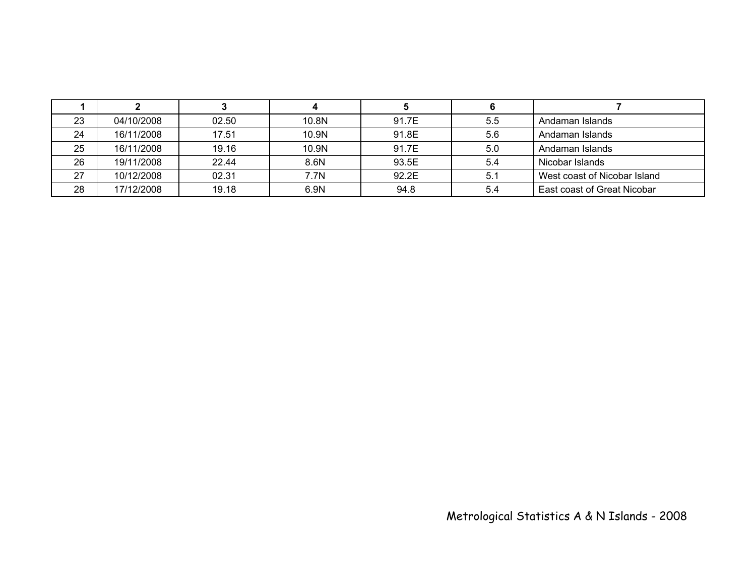| 1 | 2 | 3 | 4 | 5 | 6 | 7 |
|---|---|---|---|---|---|---|
| 23 | 04/10/2008 | 02.50 | 10.8N | 91.7E | 5.5 | Andaman Islands |
| 24 | 16/11/2008 | 17.51 | 10.9N | 91.8E | 5.6 | Andaman Islands |
| 25 | 16/11/2008 | 19.16 | 10.9N | 91.7E | 5.0 | Andaman Islands |
| 26 | 19/11/2008 | 22.44 | 8.6N | 93.5E | 5.4 | Nicobar Islands |
| 27 | 10/12/2008 | 02.31 | 7.7N | 92.2E | 5.1 | West coast of Nicobar Island |
| 28 | 17/12/2008 | 19.18 | 6.9N | 94.8 | 5.4 | East coast of Great Nicobar |